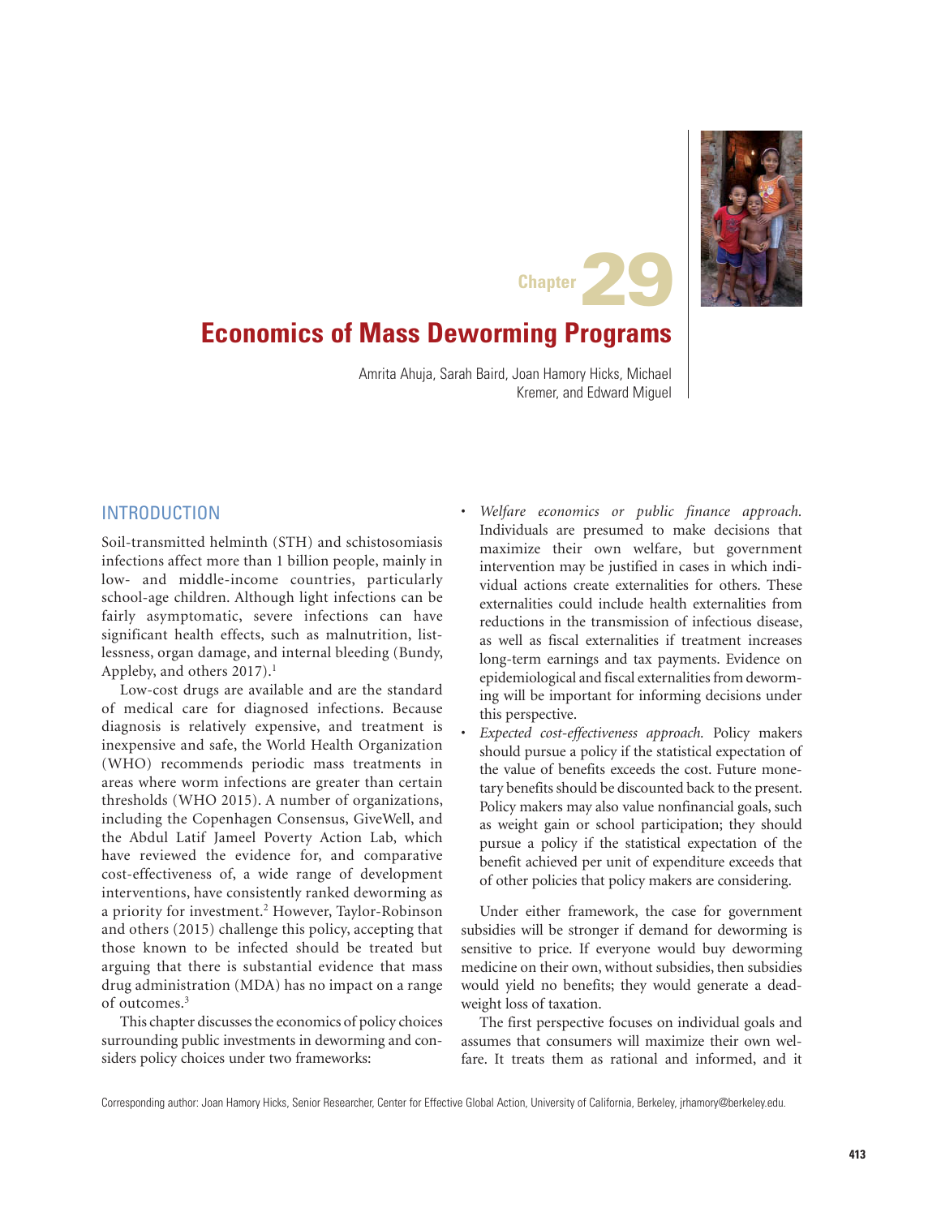Chapter 29

# Economics of Mass Deworming Programs

Amrita Ahuja, Sarah Baird, Joan Hamory Hicks, Michael Kremer, and Edward Miguel

## INTRODUCTION

Soil-transmitted helminth (STH) and schistosomiasis infections affect more than 1 billion people, mainly in low- and middle-income countries, particularly school-age children. Although light infections can be fairly asymptomatic, severe infections can have significant health effects, such as malnutrition, listlessness, organ damage, and internal bleeding (Bundy, Appleby, and others 2017).[1]

Low-cost drugs are available and are the standard of medical care for diagnosed infections. Because diagnosis is relatively expensive, and treatment is inexpensive and safe, the World Health Organization (WHO) recommends periodic mass treatments in areas where worm infections are greater than certain thresholds (WHO 2015). A number of organizations, including the Copenhagen Consensus, GiveWell, and the Abdul Latif Jameel Poverty Action Lab, which have reviewed the evidence for, and comparative cost-effectiveness of, a wide range of development interventions, have consistently ranked deworming as a priority for investment.[2] However, Taylor-Robinson and others (2015) challenge this policy, accepting that those known to be infected should be treated but arguing that there is substantial evidence that mass drug administration (MDA) has no impact on a range of outcomes.[3]

This chapter discusses the economics of policy choices surrounding public investments in deworming and considers policy choices under two frameworks:

- *Welfare economics or public finance approach.* Individuals are presumed to make decisions that maximize their own welfare, but government intervention may be justified in cases in which individual actions create externalities for others. These externalities could include health externalities from reductions in the transmission of infectious disease, as well as fiscal externalities if treatment increases long-term earnings and tax payments. Evidence on epidemiological and fiscal externalities from deworming will be important for informing decisions under this perspective.
- *Expected cost-effectiveness approach.* Policy makers should pursue a policy if the statistical expectation of the value of benefits exceeds the cost. Future monetary benefits should be discounted back to the present. Policy makers may also value nonfinancial goals, such as weight gain or school participation; they should pursue a policy if the statistical expectation of the benefit achieved per unit of expenditure exceeds that of other policies that policy makers are considering.

Under either framework, the case for government subsidies will be stronger if demand for deworming is sensitive to price. If everyone would buy deworming medicine on their own, without subsidies, then subsidies would yield no benefits; they would generate a deadweight loss of taxation.

The first perspective focuses on individual goals and assumes that consumers will maximize their own welfare. It treats them as rational and informed, and it

Corresponding author: Joan Hamory Hicks, Senior Researcher, Center for Effective Global Action, University of California, Berkeley, jrhamory@berkeley.edu.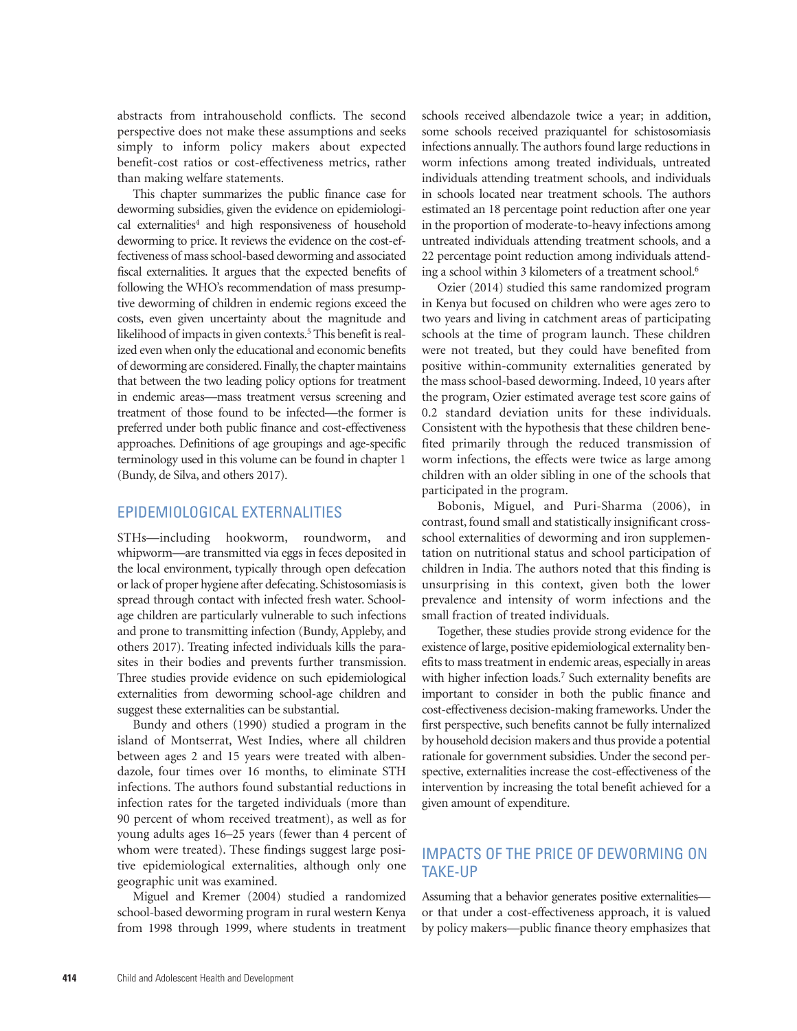abstracts from intrahousehold conflicts. The second perspective does not make these assumptions and seeks simply to inform policy makers about expected benefit-cost ratios or cost-effectiveness metrics, rather than making welfare statements.

This chapter summarizes the public finance case for deworming subsidies, given the evidence on epidemiological externalities[4] and high responsiveness of household deworming to price. It reviews the evidence on the cost-effectiveness of mass school-based deworming and associated fiscal externalities. It argues that the expected benefits of following the WHO's recommendation of mass presumptive deworming of children in endemic regions exceed the costs, even given uncertainty about the magnitude and likelihood of impacts in given contexts.[5] This benefit is realized even when only the educational and economic benefits of deworming are considered. Finally, the chapter maintains that between the two leading policy options for treatment in endemic areas—mass treatment versus screening and treatment of those found to be infected—the former is preferred under both public finance and cost-effectiveness approaches. Definitions of age groupings and age-specific terminology used in this volume can be found in chapter 1 (Bundy, de Silva, and others 2017).

## EPIDEMIOLOGICAL EXTERNALITIES

STHs—including hookworm, roundworm, and whipworm—are transmitted via eggs in feces deposited in the local environment, typically through open defecation or lack of proper hygiene after defecating. Schistosomiasis is spread through contact with infected fresh water. School-age children are particularly vulnerable to such infections and prone to transmitting infection (Bundy, Appleby, and others 2017). Treating infected individuals kills the parasites in their bodies and prevents further transmission. Three studies provide evidence on such epidemiological externalities from deworming school-age children and suggest these externalities can be substantial.

Bundy and others (1990) studied a program in the island of Montserrat, West Indies, where all children between ages 2 and 15 years were treated with albendazole, four times over 16 months, to eliminate STH infections. The authors found substantial reductions in infection rates for the targeted individuals (more than 90 percent of whom received treatment), as well as for young adults ages 16–25 years (fewer than 4 percent of whom were treated). These findings suggest large positive epidemiological externalities, although only one geographic unit was examined.

Miguel and Kremer (2004) studied a randomized school-based deworming program in rural western Kenya from 1998 through 1999, where students in treatment schools received albendazole twice a year; in addition, some schools received praziquantel for schistosomiasis infections annually. The authors found large reductions in worm infections among treated individuals, untreated individuals attending treatment schools, and individuals in schools located near treatment schools. The authors estimated an 18 percentage point reduction after one year in the proportion of moderate-to-heavy infections among untreated individuals attending treatment schools, and a 22 percentage point reduction among individuals attending a school within 3 kilometers of a treatment school.[6]

Ozier (2014) studied this same randomized program in Kenya but focused on children who were ages zero to two years and living in catchment areas of participating schools at the time of program launch. These children were not treated, but they could have benefited from positive within-community externalities generated by the mass school-based deworming. Indeed, 10 years after the program, Ozier estimated average test score gains of 0.2 standard deviation units for these individuals. Consistent with the hypothesis that these children benefited primarily through the reduced transmission of worm infections, the effects were twice as large among children with an older sibling in one of the schools that participated in the program.

Bobonis, Miguel, and Puri-Sharma (2006), in contrast, found small and statistically insignificant cross-school externalities of deworming and iron supplementation on nutritional status and school participation of children in India. The authors noted that this finding is unsurprising in this context, given both the lower prevalence and intensity of worm infections and the small fraction of treated individuals.

Together, these studies provide strong evidence for the existence of large, positive epidemiological externality benefits to mass treatment in endemic areas, especially in areas with higher infection loads.[7] Such externality benefits are important to consider in both the public finance and cost-effectiveness decision-making frameworks. Under the first perspective, such benefits cannot be fully internalized by household decision makers and thus provide a potential rationale for government subsidies. Under the second perspective, externalities increase the cost-effectiveness of the intervention by increasing the total benefit achieved for a given amount of expenditure.

## IMPACTS OF THE PRICE OF DEWORMING ON TAKE-UP

Assuming that a behavior generates positive externalities—or that under a cost-effectiveness approach, it is valued by policy makers—public finance theory emphasizes that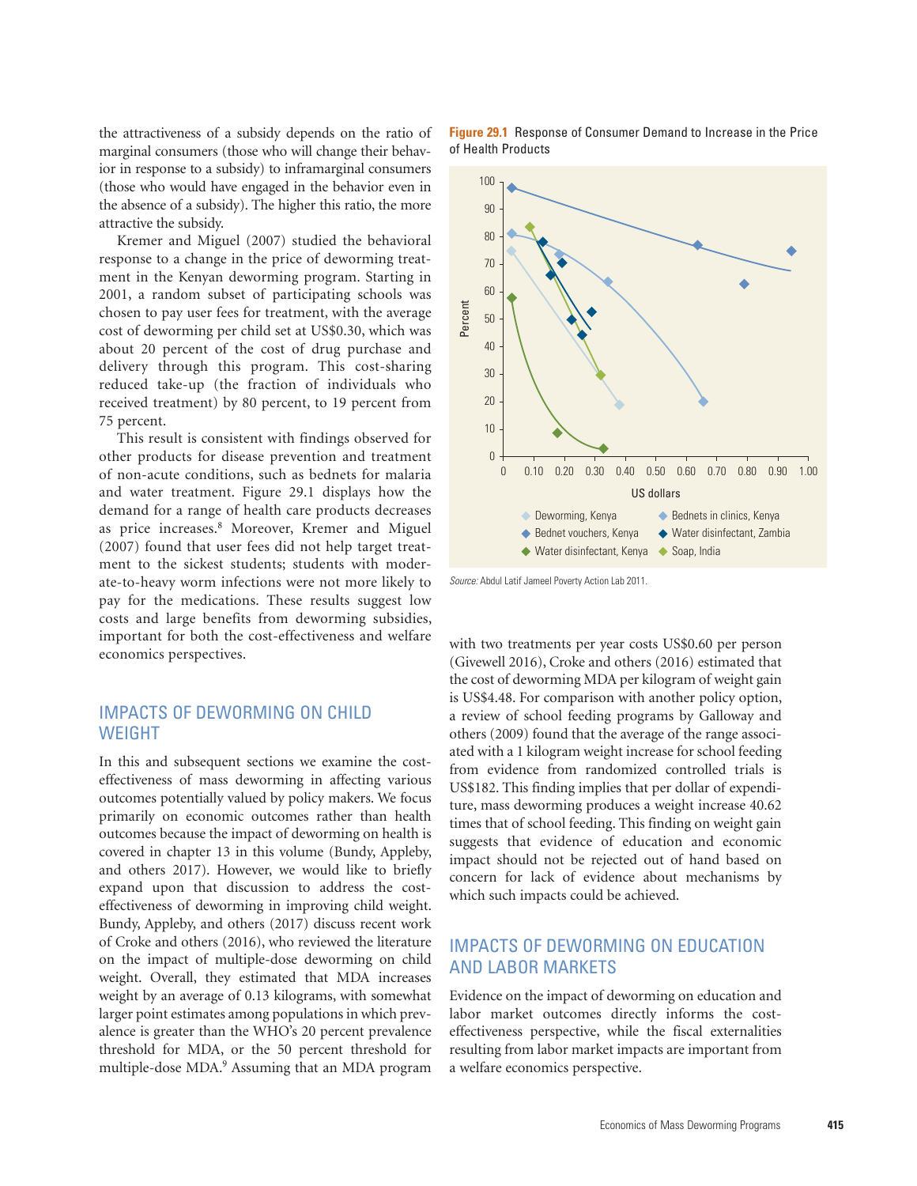the attractiveness of a subsidy depends on the ratio of marginal consumers (those who will change their behavior in response to a subsidy) to inframarginal consumers (those who would have engaged in the behavior even in the absence of a subsidy). The higher this ratio, the more attractive the subsidy.

Kremer and Miguel (2007) studied the behavioral response to a change in the price of deworming treatment in the Kenyan deworming program. Starting in 2001, a random subset of participating schools was chosen to pay user fees for treatment, with the average cost of deworming per child set at US$0.30, which was about 20 percent of the cost of drug purchase and delivery through this program. This cost-sharing reduced take-up (the fraction of individuals who received treatment) by 80 percent, to 19 percent from 75 percent.

This result is consistent with findings observed for other products for disease prevention and treatment of non-acute conditions, such as bednets for malaria and water treatment. Figure 29.1 displays how the demand for a range of health care products decreases as price increases.[8] Moreover, Kremer and Miguel (2007) found that user fees did not help target treatment to the sickest students; students with moderate-to-heavy worm infections were not more likely to pay for the medications. These results suggest low costs and large benefits from deworming subsidies, important for both the cost-effectiveness and welfare economics perspectives.

**Figure 29.1** Response of Consumer Demand to Increase in the Price of Health Products

*Source:* Abdul Latif Jameel Poverty Action Lab 2011.

## IMPACTS OF DEWORMING ON CHILD WEIGHT

In this and subsequent sections we examine the cost-effectiveness of mass deworming in affecting various outcomes potentially valued by policy makers. We focus primarily on economic outcomes rather than health outcomes because the impact of deworming on health is covered in chapter 13 in this volume (Bundy, Appleby, and others 2017). However, we would like to briefly expand upon that discussion to address the cost-effectiveness of deworming in improving child weight. Bundy, Appleby, and others (2017) discuss recent work of Croke and others (2016), who reviewed the literature on the impact of multiple-dose deworming on child weight. Overall, they estimated that MDA increases weight by an average of 0.13 kilograms, with somewhat larger point estimates among populations in which prevalence is greater than the WHO's 20 percent prevalence threshold for MDA, or the 50 percent threshold for multiple-dose MDA.[9] Assuming that an MDA program with two treatments per year costs US$0.60 per person (Givewell 2016), Croke and others (2016) estimated that the cost of deworming MDA per kilogram of weight gain is US$4.48. For comparison with another policy option, a review of school feeding programs by Galloway and others (2009) found that the average of the range associated with a 1 kilogram weight increase for school feeding from evidence from randomized controlled trials is US$182. This finding implies that per dollar of expenditure, mass deworming produces a weight increase 40.62 times that of school feeding. This finding on weight gain suggests that evidence of education and economic impact should not be rejected out of hand based on concern for lack of evidence about mechanisms by which such impacts could be achieved.

## IMPACTS OF DEWORMING ON EDUCATION AND LABOR MARKETS

Evidence on the impact of deworming on education and labor market outcomes directly informs the cost-effectiveness perspective, while the fiscal externalities resulting from labor market impacts are important from a welfare economics perspective.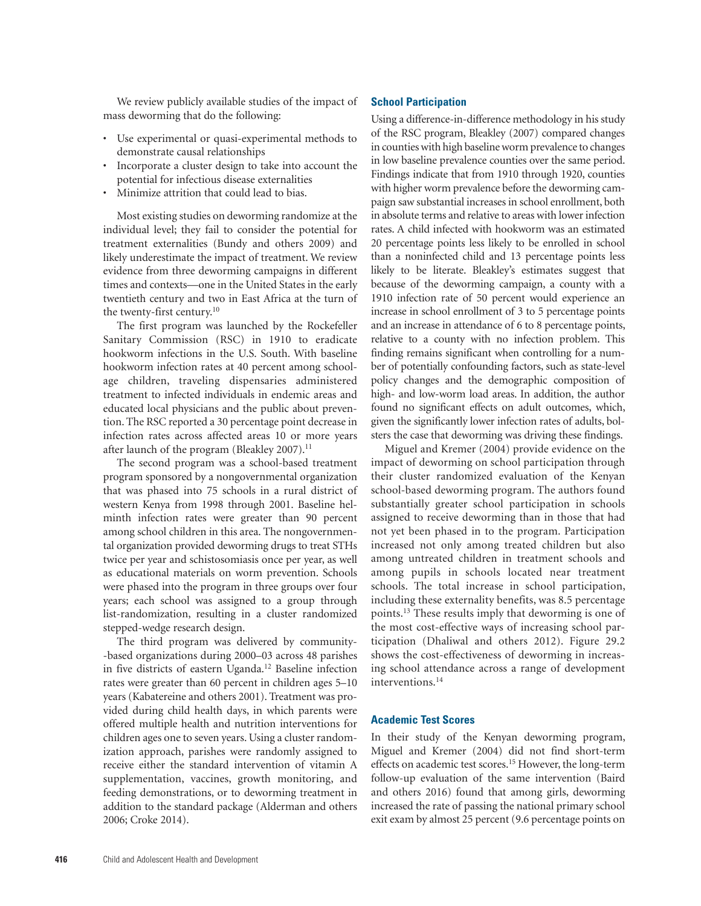We review publicly available studies of the impact of mass deworming that do the following:

- Use experimental or quasi-experimental methods to demonstrate causal relationships
- Incorporate a cluster design to take into account the potential for infectious disease externalities
- Minimize attrition that could lead to bias.

Most existing studies on deworming randomize at the individual level; they fail to consider the potential for treatment externalities (Bundy and others 2009) and likely underestimate the impact of treatment. We review evidence from three deworming campaigns in different times and contexts—one in the United States in the early twentieth century and two in East Africa at the turn of the twenty-first century.[10]

The first program was launched by the Rockefeller Sanitary Commission (RSC) in 1910 to eradicate hookworm infections in the U.S. South. With baseline hookworm infection rates at 40 percent among school-age children, traveling dispensaries administered treatment to infected individuals in endemic areas and educated local physicians and the public about prevention. The RSC reported a 30 percentage point decrease in infection rates across affected areas 10 or more years after launch of the program (Bleakley 2007).[11]

The second program was a school-based treatment program sponsored by a nongovernmental organization that was phased into 75 schools in a rural district of western Kenya from 1998 through 2001. Baseline helminth infection rates were greater than 90 percent among school children in this area. The nongovernmental organization provided deworming drugs to treat STHs twice per year and schistosomiasis once per year, as well as educational materials on worm prevention. Schools were phased into the program in three groups over four years; each school was assigned to a group through list-randomization, resulting in a cluster randomized stepped-wedge research design.

The third program was delivered by community-based organizations during 2000–03 across 48 parishes in five districts of eastern Uganda.[12] Baseline infection rates were greater than 60 percent in children ages 5–10 years (Kabatereine and others 2001). Treatment was provided during child health days, in which parents were offered multiple health and nutrition interventions for children ages one to seven years. Using a cluster randomization approach, parishes were randomly assigned to receive either the standard intervention of vitamin A supplementation, vaccines, growth monitoring, and feeding demonstrations, or to deworming treatment in addition to the standard package (Alderman and others 2006; Croke 2014).

## School Participation

Using a difference-in-difference methodology in his study of the RSC program, Bleakley (2007) compared changes in counties with high baseline worm prevalence to changes in low baseline prevalence counties over the same period. Findings indicate that from 1910 through 1920, counties with higher worm prevalence before the deworming campaign saw substantial increases in school enrollment, both in absolute terms and relative to areas with lower infection rates. A child infected with hookworm was an estimated 20 percentage points less likely to be enrolled in school than a noninfected child and 13 percentage points less likely to be literate. Bleakley's estimates suggest that because of the deworming campaign, a county with a 1910 infection rate of 50 percent would experience an increase in school enrollment of 3 to 5 percentage points and an increase in attendance of 6 to 8 percentage points, relative to a county with no infection problem. This finding remains significant when controlling for a number of potentially confounding factors, such as state-level policy changes and the demographic composition of high- and low-worm load areas. In addition, the author found no significant effects on adult outcomes, which, given the significantly lower infection rates of adults, bolsters the case that deworming was driving these findings.

Miguel and Kremer (2004) provide evidence on the impact of deworming on school participation through their cluster randomized evaluation of the Kenyan school-based deworming program. The authors found substantially greater school participation in schools assigned to receive deworming than in those that had not yet been phased in to the program. Participation increased not only among treated children but also among untreated children in treatment schools and among pupils in schools located near treatment schools. The total increase in school participation, including these externality benefits, was 8.5 percentage points.[13] These results imply that deworming is one of the most cost-effective ways of increasing school participation (Dhaliwal and others 2012). Figure 29.2 shows the cost-effectiveness of deworming in increasing school attendance across a range of development interventions.[14]

## Academic Test Scores

In their study of the Kenyan deworming program, Miguel and Kremer (2004) did not find short-term effects on academic test scores.[15] However, the long-term follow-up evaluation of the same intervention (Baird and others 2016) found that among girls, deworming increased the rate of passing the national primary school exit exam by almost 25 percent (9.6 percentage points on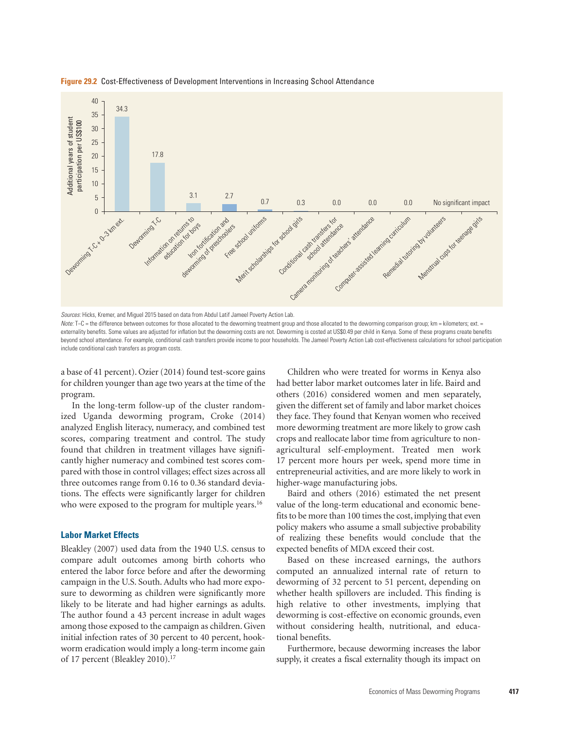**Figure 29.2** Cost-Effectiveness of Development Interventions in Increasing School Attendance

| Intervention | Additional years of student participation per US$100 |
| --- | --- |
| Deworming T-C + 0–3 km ext. | 34.3 |
| Deworming T-C | 17.8 |
| Information on returns to education for boys | 3.1 |
| Iron fortification and deworming of preschoolers | 2.7 |
| Free school uniforms | 0.7 |
| Merit scholarships for school girls | 0.3 |
| Conditional cash transfers for school attendance | 0.0 |
| Camera monitoring of teachers' attendance | 0.0 |
| Computer-assisted learning curriculum | 0.0 |
| Remedial tutoring by volunteers | No significant impact |
| Menstrual cups for teenage girls | No significant impact |

*Sources:* Hicks, Kremer, and Miguel 2015 based on data from Abdul Latif Jameel Poverty Action Lab.

*Note:* T–C = the difference between outcomes for those allocated to the deworming treatment group and those allocated to the deworming comparison group; km = kilometers; ext. = externality benefits. Some values are adjusted for inflation but the deworming costs are not. Deworming is costed at US$0.49 per child in Kenya. Some of these programs create benefits beyond school attendance. For example, conditional cash transfers provide income to poor households. The Jameel Poverty Action Lab cost-effectiveness calculations for school participation include conditional cash transfers as program costs.

a base of 41 percent). Ozier (2014) found test-score gains for children younger than age two years at the time of the program.

In the long-term follow-up of the cluster randomized Uganda deworming program, Croke (2014) analyzed English literacy, numeracy, and combined test scores, comparing treatment and control. The study found that children in treatment villages have significantly higher numeracy and combined test scores compared with those in control villages; effect sizes across all three outcomes range from 0.16 to 0.36 standard deviations. The effects were significantly larger for children who were exposed to the program for multiple years.[16]

### Labor Market Effects

Bleakley (2007) used data from the 1940 U.S. census to compare adult outcomes among birth cohorts who entered the labor force before and after the deworming campaign in the U.S. South. Adults who had more exposure to deworming as children were significantly more likely to be literate and had higher earnings as adults. The author found a 43 percent increase in adult wages among those exposed to the campaign as children. Given initial infection rates of 30 percent to 40 percent, hookworm eradication would imply a long-term income gain of 17 percent (Bleakley 2010).[17]

Children who were treated for worms in Kenya also had better labor market outcomes later in life. Baird and others (2016) considered women and men separately, given the different set of family and labor market choices they face. They found that Kenyan women who received more deworming treatment are more likely to grow cash crops and reallocate labor time from agriculture to nonagricultural self-employment. Treated men work 17 percent more hours per week, spend more time in entrepreneurial activities, and are more likely to work in higher-wage manufacturing jobs.

Baird and others (2016) estimated the net present value of the long-term educational and economic benefits to be more than 100 times the cost, implying that even policy makers who assume a small subjective probability of realizing these benefits would conclude that the expected benefits of MDA exceed their cost.

Based on these increased earnings, the authors computed an annualized internal rate of return to deworming of 32 percent to 51 percent, depending on whether health spillovers are included. This finding is high relative to other investments, implying that deworming is cost-effective on economic grounds, even without considering health, nutritional, and educational benefits.

Furthermore, because deworming increases the labor supply, it creates a fiscal externality though its impact on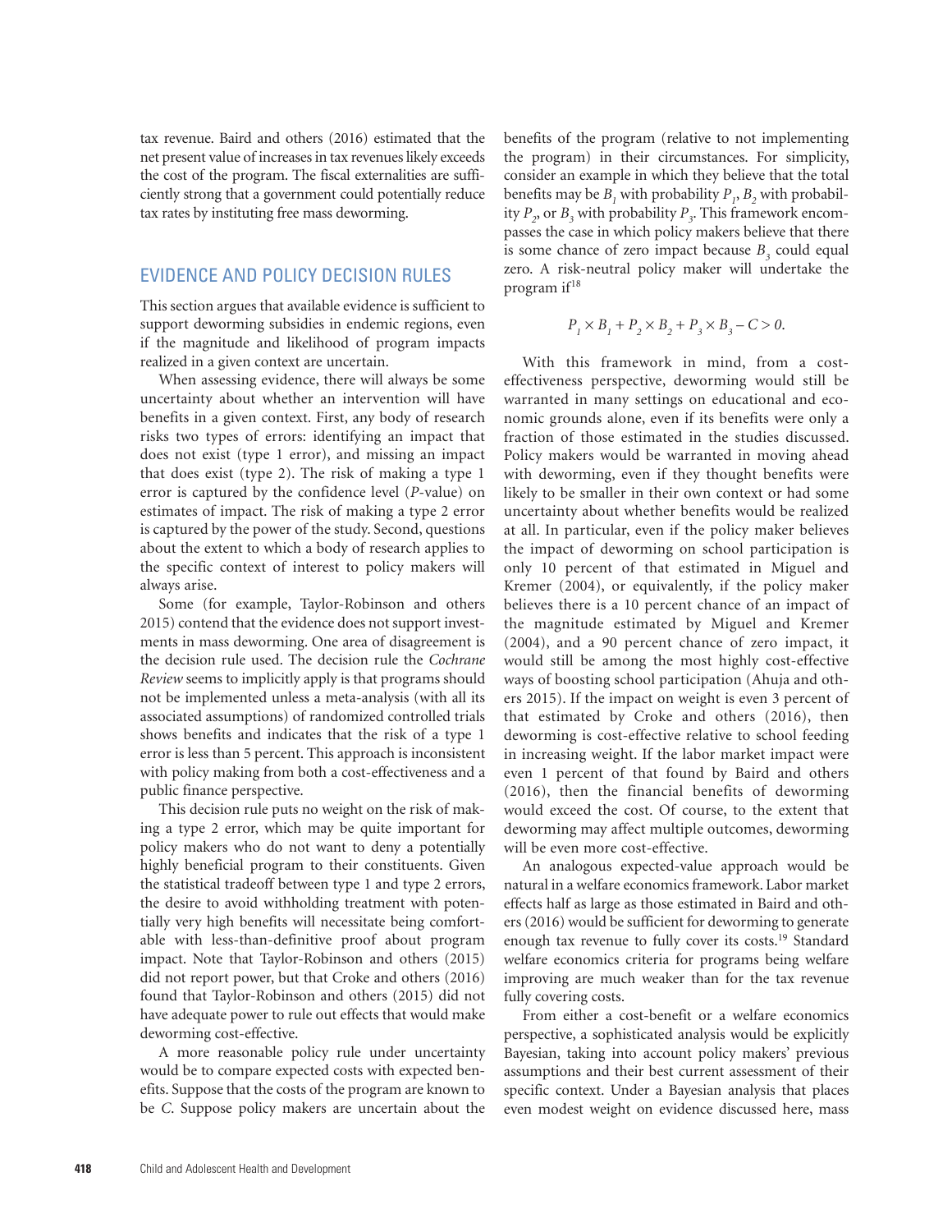tax revenue. Baird and others (2016) estimated that the net present value of increases in tax revenues likely exceeds the cost of the program. The fiscal externalities are sufficiently strong that a government could potentially reduce tax rates by instituting free mass deworming.

## EVIDENCE AND POLICY DECISION RULES

This section argues that available evidence is sufficient to support deworming subsidies in endemic regions, even if the magnitude and likelihood of program impacts realized in a given context are uncertain.

When assessing evidence, there will always be some uncertainty about whether an intervention will have benefits in a given context. First, any body of research risks two types of errors: identifying an impact that does not exist (type 1 error), and missing an impact that does exist (type 2). The risk of making a type 1 error is captured by the confidence level (*P*-value) on estimates of impact. The risk of making a type 2 error is captured by the power of the study. Second, questions about the extent to which a body of research applies to the specific context of interest to policy makers will always arise.

Some (for example, Taylor-Robinson and others 2015) contend that the evidence does not support investments in mass deworming. One area of disagreement is the decision rule used. The decision rule the *Cochrane Review* seems to implicitly apply is that programs should not be implemented unless a meta-analysis (with all its associated assumptions) of randomized controlled trials shows benefits and indicates that the risk of a type 1 error is less than 5 percent. This approach is inconsistent with policy making from both a cost-effectiveness and a public finance perspective.

This decision rule puts no weight on the risk of making a type 2 error, which may be quite important for policy makers who do not want to deny a potentially highly beneficial program to their constituents. Given the statistical tradeoff between type 1 and type 2 errors, the desire to avoid withholding treatment with potentially very high benefits will necessitate being comfortable with less-than-definitive proof about program impact. Note that Taylor-Robinson and others (2015) did not report power, but that Croke and others (2016) found that Taylor-Robinson and others (2015) did not have adequate power to rule out effects that would make deworming cost-effective.

A more reasonable policy rule under uncertainty would be to compare expected costs with expected benefits. Suppose that the costs of the program are known to be *C*. Suppose policy makers are uncertain about the benefits of the program (relative to not implementing the program) in their circumstances. For simplicity, consider an example in which they believe that the total benefits may be $B_1$ with probability $P_1$, $B_2$ with probability $P_2$, or $B_3$ with probability $P_3$. This framework encompasses the case in which policy makers believe that there is some chance of zero impact because $B_3$ could equal zero. A risk-neutral policy maker will undertake the program if[18]

$$P_1 \times B_1 + P_2 \times B_2 + P_3 \times B_3 - C > 0.$$

With this framework in mind, from a cost-effectiveness perspective, deworming would still be warranted in many settings on educational and economic grounds alone, even if its benefits were only a fraction of those estimated in the studies discussed. Policy makers would be warranted in moving ahead with deworming, even if they thought benefits were likely to be smaller in their own context or had some uncertainty about whether benefits would be realized at all. In particular, even if the policy maker believes the impact of deworming on school participation is only 10 percent of that estimated in Miguel and Kremer (2004), or equivalently, if the policy maker believes there is a 10 percent chance of an impact of the magnitude estimated by Miguel and Kremer (2004), and a 90 percent chance of zero impact, it would still be among the most highly cost-effective ways of boosting school participation (Ahuja and others 2015). If the impact on weight is even 3 percent of that estimated by Croke and others (2016), then deworming is cost-effective relative to school feeding in increasing weight. If the labor market impact were even 1 percent of that found by Baird and others (2016), then the financial benefits of deworming would exceed the cost. Of course, to the extent that deworming may affect multiple outcomes, deworming will be even more cost-effective.

An analogous expected-value approach would be natural in a welfare economics framework. Labor market effects half as large as those estimated in Baird and others (2016) would be sufficient for deworming to generate enough tax revenue to fully cover its costs.[19] Standard welfare economics criteria for programs being welfare improving are much weaker than for the tax revenue fully covering costs.

From either a cost-benefit or a welfare economics perspective, a sophisticated analysis would be explicitly Bayesian, taking into account policy makers' previous assumptions and their best current assessment of their specific context. Under a Bayesian analysis that places even modest weight on evidence discussed here, mass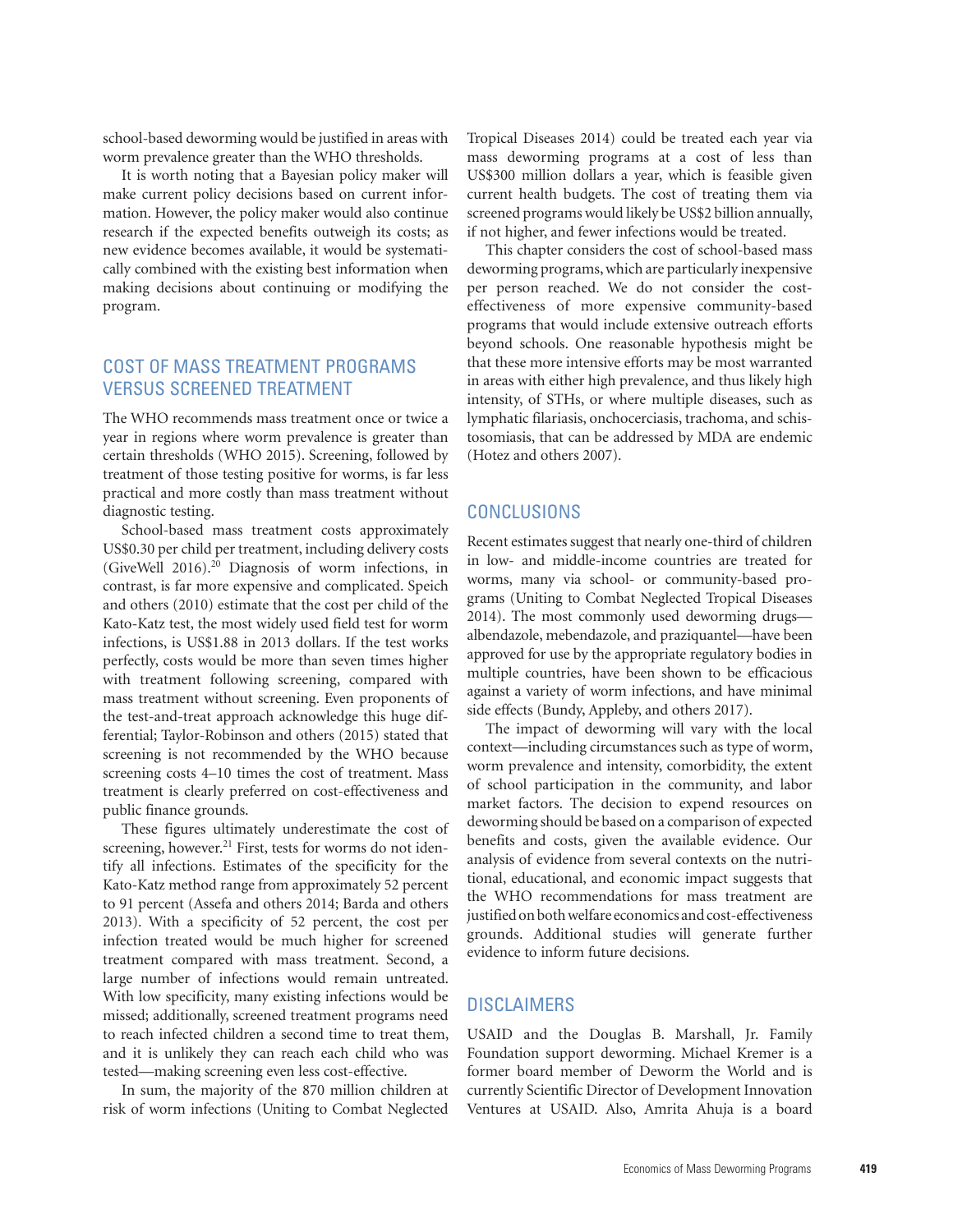school-based deworming would be justified in areas with worm prevalence greater than the WHO thresholds.

It is worth noting that a Bayesian policy maker will make current policy decisions based on current information. However, the policy maker would also continue research if the expected benefits outweigh its costs; as new evidence becomes available, it would be systematically combined with the existing best information when making decisions about continuing or modifying the program.

## COST OF MASS TREATMENT PROGRAMS VERSUS SCREENED TREATMENT

The WHO recommends mass treatment once or twice a year in regions where worm prevalence is greater than certain thresholds (WHO 2015). Screening, followed by treatment of those testing positive for worms, is far less practical and more costly than mass treatment without diagnostic testing.

School-based mass treatment costs approximately US$0.30 per child per treatment, including delivery costs (GiveWell 2016).[20] Diagnosis of worm infections, in contrast, is far more expensive and complicated. Speich and others (2010) estimate that the cost per child of the Kato-Katz test, the most widely used field test for worm infections, is US$1.88 in 2013 dollars. If the test works perfectly, costs would be more than seven times higher with treatment following screening, compared with mass treatment without screening. Even proponents of the test-and-treat approach acknowledge this huge differential; Taylor-Robinson and others (2015) stated that screening is not recommended by the WHO because screening costs 4–10 times the cost of treatment. Mass treatment is clearly preferred on cost-effectiveness and public finance grounds.

These figures ultimately underestimate the cost of screening, however.[21] First, tests for worms do not identify all infections. Estimates of the specificity for the Kato-Katz method range from approximately 52 percent to 91 percent (Assefa and others 2014; Barda and others 2013). With a specificity of 52 percent, the cost per infection treated would be much higher for screened treatment compared with mass treatment. Second, a large number of infections would remain untreated. With low specificity, many existing infections would be missed; additionally, screened treatment programs need to reach infected children a second time to treat them, and it is unlikely they can reach each child who was tested—making screening even less cost-effective.

In sum, the majority of the 870 million children at risk of worm infections (Uniting to Combat Neglected Tropical Diseases 2014) could be treated each year via mass deworming programs at a cost of less than US$300 million dollars a year, which is feasible given current health budgets. The cost of treating them via screened programs would likely be US$2 billion annually, if not higher, and fewer infections would be treated.

This chapter considers the cost of school-based mass deworming programs, which are particularly inexpensive per person reached. We do not consider the cost-effectiveness of more expensive community-based programs that would include extensive outreach efforts beyond schools. One reasonable hypothesis might be that these more intensive efforts may be most warranted in areas with either high prevalence, and thus likely high intensity, of STHs, or where multiple diseases, such as lymphatic filariasis, onchocerciasis, trachoma, and schistosomiasis, that can be addressed by MDA are endemic (Hotez and others 2007).

## CONCLUSIONS

Recent estimates suggest that nearly one-third of children in low- and middle-income countries are treated for worms, many via school- or community-based programs (Uniting to Combat Neglected Tropical Diseases 2014). The most commonly used deworming drugs—albendazole, mebendazole, and praziquantel—have been approved for use by the appropriate regulatory bodies in multiple countries, have been shown to be efficacious against a variety of worm infections, and have minimal side effects (Bundy, Appleby, and others 2017).

The impact of deworming will vary with the local context—including circumstances such as type of worm, worm prevalence and intensity, comorbidity, the extent of school participation in the community, and labor market factors. The decision to expend resources on deworming should be based on a comparison of expected benefits and costs, given the available evidence. Our analysis of evidence from several contexts on the nutritional, educational, and economic impact suggests that the WHO recommendations for mass treatment are justified on both welfare economics and cost-effectiveness grounds. Additional studies will generate further evidence to inform future decisions.

## DISCLAIMERS

USAID and the Douglas B. Marshall, Jr. Family Foundation support deworming. Michael Kremer is a former board member of Deworm the World and is currently Scientific Director of Development Innovation Ventures at USAID. Also, Amrita Ahuja is a board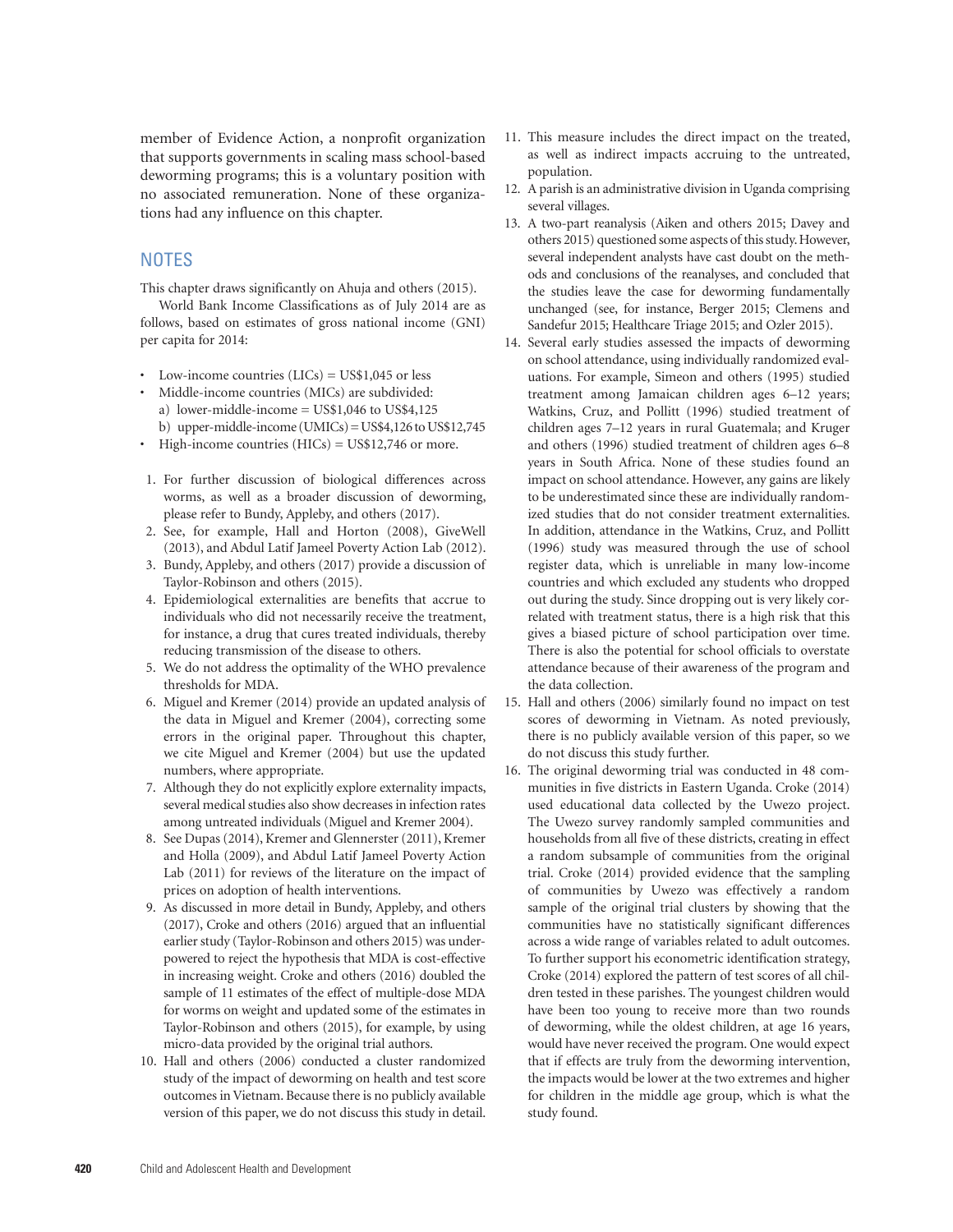member of Evidence Action, a nonprofit organization that supports governments in scaling mass school-based deworming programs; this is a voluntary position with no associated remuneration. None of these organizations had any influence on this chapter.

## NOTES

This chapter draws significantly on Ahuja and others (2015).

World Bank Income Classifications as of July 2014 are as follows, based on estimates of gross national income (GNI) per capita for 2014:

- Low-income countries (LICs) = US$1,045 or less
- Middle-income countries (MICs) are subdivided:
  - a) lower-middle-income = US$1,046 to US$4,125
  - b) upper-middle-income (UMICs) = US$4,126 to US$12,745
- High-income countries (HICs) = US$12,746 or more.

1. For further discussion of biological differences across worms, as well as a broader discussion of deworming, please refer to Bundy, Appleby, and others (2017).
2. See, for example, Hall and Horton (2008), GiveWell (2013), and Abdul Latif Jameel Poverty Action Lab (2012).
3. Bundy, Appleby, and others (2017) provide a discussion of Taylor-Robinson and others (2015).
4. Epidemiological externalities are benefits that accrue to individuals who did not necessarily receive the treatment, for instance, a drug that cures treated individuals, thereby reducing transmission of the disease to others.
5. We do not address the optimality of the WHO prevalence thresholds for MDA.
6. Miguel and Kremer (2014) provide an updated analysis of the data in Miguel and Kremer (2004), correcting some errors in the original paper. Throughout this chapter, we cite Miguel and Kremer (2004) but use the updated numbers, where appropriate.
7. Although they do not explicitly explore externality impacts, several medical studies also show decreases in infection rates among untreated individuals (Miguel and Kremer 2004).
8. See Dupas (2014), Kremer and Glennerster (2011), Kremer and Holla (2009), and Abdul Latif Jameel Poverty Action Lab (2011) for reviews of the literature on the impact of prices on adoption of health interventions.
9. As discussed in more detail in Bundy, Appleby, and others (2017), Croke and others (2016) argued that an influential earlier study (Taylor-Robinson and others 2015) was underpowered to reject the hypothesis that MDA is cost-effective in increasing weight. Croke and others (2016) doubled the sample of 11 estimates of the effect of multiple-dose MDA for worms on weight and updated some of the estimates in Taylor-Robinson and others (2015), for example, by using micro-data provided by the original trial authors.
10. Hall and others (2006) conducted a cluster randomized study of the impact of deworming on health and test score outcomes in Vietnam. Because there is no publicly available version of this paper, we do not discuss this study in detail.
11. This measure includes the direct impact on the treated, as well as indirect impacts accruing to the untreated, population.
12. A parish is an administrative division in Uganda comprising several villages.
13. A two-part reanalysis (Aiken and others 2015; Davey and others 2015) questioned some aspects of this study. However, several independent analysts have cast doubt on the methods and conclusions of the reanalyses, and concluded that the studies leave the case for deworming fundamentally unchanged (see, for instance, Berger 2015; Clemens and Sandefur 2015; Healthcare Triage 2015; and Ozler 2015).
14. Several early studies assessed the impacts of deworming on school attendance, using individually randomized evaluations. For example, Simeon and others (1995) studied treatment among Jamaican children ages 6–12 years; Watkins, Cruz, and Pollitt (1996) studied treatment of children ages 7–12 years in rural Guatemala; and Kruger and others (1996) studied treatment of children ages 6–8 years in South Africa. None of these studies found an impact on school attendance. However, any gains are likely to be underestimated since these are individually randomized studies that do not consider treatment externalities. In addition, attendance in the Watkins, Cruz, and Pollitt (1996) study was measured through the use of school register data, which is unreliable in many low-income countries and which excluded any students who dropped out during the study. Since dropping out is very likely correlated with treatment status, there is a high risk that this gives a biased picture of school participation over time. There is also the potential for school officials to overstate attendance because of their awareness of the program and the data collection.
15. Hall and others (2006) similarly found no impact on test scores of deworming in Vietnam. As noted previously, there is no publicly available version of this paper, so we do not discuss this study further.
16. The original deworming trial was conducted in 48 communities in five districts in Eastern Uganda. Croke (2014) used educational data collected by the Uwezo project. The Uwezo survey randomly sampled communities and households from all five of these districts, creating in effect a random subsample of communities from the original trial. Croke (2014) provided evidence that the sampling of communities by Uwezo was effectively a random sample of the original trial clusters by showing that the communities have no statistically significant differences across a wide range of variables related to adult outcomes. To further support his econometric identification strategy, Croke (2014) explored the pattern of test scores of all children tested in these parishes. The youngest children would have been too young to receive more than two rounds of deworming, while the oldest children, at age 16 years, would have never received the program. One would expect that if effects are truly from the deworming intervention, the impacts would be lower at the two extremes and higher for children in the middle age group, which is what the study found.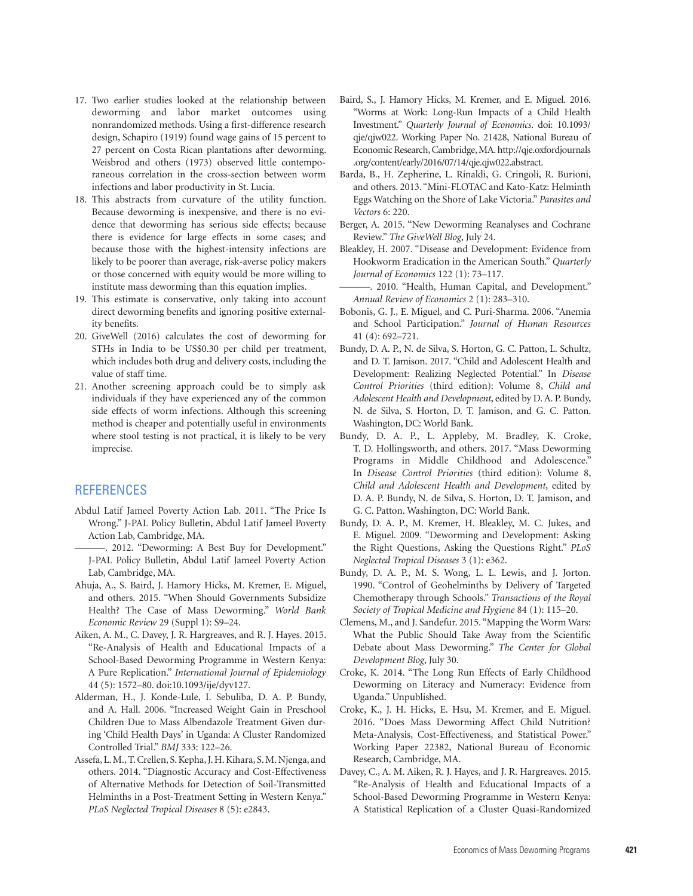17. Two earlier studies looked at the relationship between deworming and labor market outcomes using nonrandomized methods. Using a first-difference research design, Schapiro (1919) found wage gains of 15 percent to 27 percent on Costa Rican plantations after deworming. Weisbrod and others (1973) observed little contemporaneous correlation in the cross-section between worm infections and labor productivity in St. Lucia.
18. This abstracts from curvature of the utility function. Because deworming is inexpensive, and there is no evidence that deworming has serious side effects; because there is evidence for large effects in some cases; and because those with the highest-intensity infections are likely to be poorer than average, risk-averse policy makers or those concerned with equity would be more willing to institute mass deworming than this equation implies.
19. This estimate is conservative, only taking into account direct deworming benefits and ignoring positive externality benefits.
20. GiveWell (2016) calculates the cost of deworming for STHs in India to be US$0.30 per child per treatment, which includes both drug and delivery costs, including the value of staff time.
21. Another screening approach could be to simply ask individuals if they have experienced any of the common side effects of worm infections. Although this screening method is cheaper and potentially useful in environments where stool testing is not practical, it is likely to be very imprecise.

## REFERENCES

Abdul Latif Jameel Poverty Action Lab. 2011. "The Price Is Wrong." J-PAL Policy Bulletin, Abdul Latif Jameel Poverty Action Lab, Cambridge, MA.

———. 2012. "Deworming: A Best Buy for Development." J-PAL Policy Bulletin, Abdul Latif Jameel Poverty Action Lab, Cambridge, MA.

Ahuja, A., S. Baird, J. Hamory Hicks, M. Kremer, E. Miguel, and others. 2015. "When Should Governments Subsidize Health? The Case of Mass Deworming." *World Bank Economic Review* 29 (Suppl 1): S9–24.

Aiken, A. M., C. Davey, J. R. Hargreaves, and R. J. Hayes. 2015. "Re-Analysis of Health and Educational Impacts of a School-Based Deworming Programme in Western Kenya: A Pure Replication." *International Journal of Epidemiology* 44 (5): 1572–80. doi:10.1093/ije/dyv127.

Alderman, H., J. Konde-Lule, I. Sebuliba, D. A. P. Bundy, and A. Hall. 2006. "Increased Weight Gain in Preschool Children Due to Mass Albendazole Treatment Given during 'Child Health Days' in Uganda: A Cluster Randomized Controlled Trial." *BMJ* 333: 122–26.

Assefa, L. M., T. Crellen, S. Kepha, J. H. Kihara, S. M. Njenga, and others. 2014. "Diagnostic Accuracy and Cost-Effectiveness of Alternative Methods for Detection of Soil-Transmitted Helminths in a Post-Treatment Setting in Western Kenya." *PLoS Neglected Tropical Diseases* 8 (5): e2843.

Baird, S., J. Hamory Hicks, M. Kremer, and E. Miguel. 2016. "Worms at Work: Long-Run Impacts of a Child Health Investment." *Quarterly Journal of Economics*. doi: 10.1093/qje/qjw022. Working Paper No. 21428, National Bureau of Economic Research, Cambridge, MA. http://qje.oxfordjournals.org/content/early/2016/07/14/qje.qjw022.abstract.

Barda, B., H. Zepherine, L. Rinaldi, G. Cringoli, R. Burioni, and others. 2013. "Mini-FLOTAC and Kato-Katz: Helminth Eggs Watching on the Shore of Lake Victoria." *Parasites and Vectors* 6: 220.

Berger, A. 2015. "New Deworming Reanalyses and Cochrane Review." *The GiveWell Blog*, July 24.

Bleakley, H. 2007. "Disease and Development: Evidence from Hookworm Eradication in the American South." *Quarterly Journal of Economics* 122 (1): 73–117.

———. 2010. "Health, Human Capital, and Development." *Annual Review of Economics* 2 (1): 283–310.

Bobonis, G. J., E. Miguel, and C. Puri-Sharma. 2006. "Anemia and School Participation." *Journal of Human Resources* 41 (4): 692–721.

Bundy, D. A. P., N. de Silva, S. Horton, G. C. Patton, L. Schultz, and D. T. Jamison. 2017. "Child and Adolescent Health and Development: Realizing Neglected Potential." In *Disease Control Priorities* (third edition): Volume 8, *Child and Adolescent Health and Development*, edited by D. A. P. Bundy, N. de Silva, S. Horton, D. T. Jamison, and G. C. Patton. Washington, DC: World Bank.

Bundy, D. A. P., L. Appleby, M. Bradley, K. Croke, T. D. Hollingsworth, and others. 2017. "Mass Deworming Programs in Middle Childhood and Adolescence." In *Disease Control Priorities* (third edition): Volume 8, *Child and Adolescent Health and Development*, edited by D. A. P. Bundy, N. de Silva, S. Horton, D. T. Jamison, and G. C. Patton. Washington, DC: World Bank.

Bundy, D. A. P., M. Kremer, H. Bleakley, M. C. Jukes, and E. Miguel. 2009. "Deworming and Development: Asking the Right Questions, Asking the Questions Right." *PLoS Neglected Tropical Diseases* 3 (1): e362.

Bundy, D. A. P., M. S. Wong, L. L. Lewis, and J. Jorton. 1990. "Control of Geohelminths by Delivery of Targeted Chemotherapy through Schools." *Transactions of the Royal Society of Tropical Medicine and Hygiene* 84 (1): 115–20.

Clemens, M., and J. Sandefur. 2015. "Mapping the Worm Wars: What the Public Should Take Away from the Scientific Debate about Mass Deworming." *The Center for Global Development Blog*, July 30.

Croke, K. 2014. "The Long Run Effects of Early Childhood Deworming on Literacy and Numeracy: Evidence from Uganda." Unpublished.

Croke, K., J. H. Hicks, E. Hsu, M. Kremer, and E. Miguel. 2016. "Does Mass Deworming Affect Child Nutrition? Meta-Analysis, Cost-Effectiveness, and Statistical Power." Working Paper 22382, National Bureau of Economic Research, Cambridge, MA.

Davey, C., A. M. Aiken, R. J. Hayes, and J. R. Hargreaves. 2015. "Re-Analysis of Health and Educational Impacts of a School-Based Deworming Programme in Western Kenya: A Statistical Replication of a Cluster Quasi-Randomized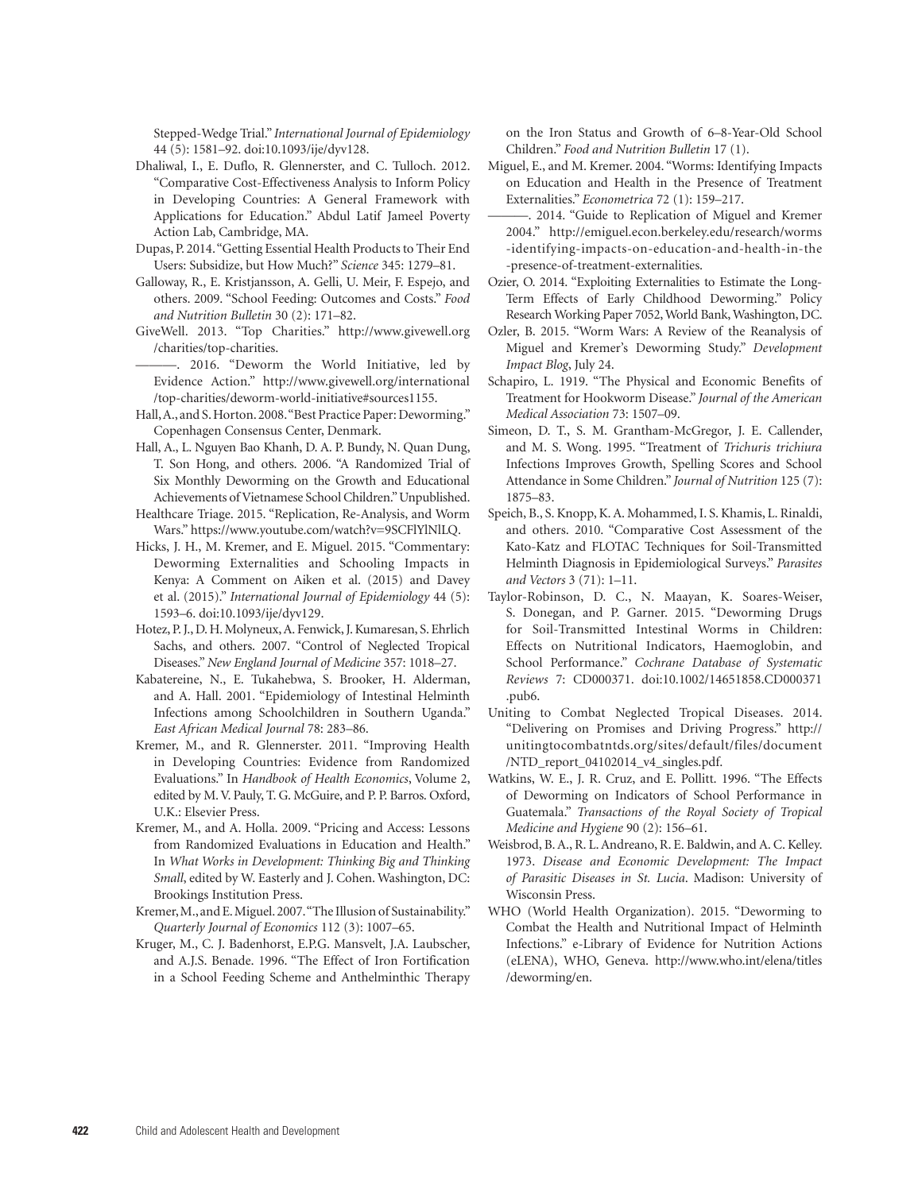Stepped-Wedge Trial." *International Journal of Epidemiology* 44 (5): 1581–92. doi:10.1093/ije/dyv128.

Dhaliwal, I., E. Duflo, R. Glennerster, and C. Tulloch. 2012. "Comparative Cost-Effectiveness Analysis to Inform Policy in Developing Countries: A General Framework with Applications for Education." Abdul Latif Jameel Poverty Action Lab, Cambridge, MA.

Dupas, P. 2014. "Getting Essential Health Products to Their End Users: Subsidize, but How Much?" *Science* 345: 1279–81.

Galloway, R., E. Kristjansson, A. Gelli, U. Meir, F. Espejo, and others. 2009. "School Feeding: Outcomes and Costs." *Food and Nutrition Bulletin* 30 (2): 171–82.

GiveWell. 2013. "Top Charities." http://www.givewell.org/charities/top-charities.

———. 2016. "Deworm the World Initiative, led by Evidence Action." http://www.givewell.org/international/top-charities/deworm-world-initiative#sources1155.

Hall, A., and S. Horton. 2008. "Best Practice Paper: Deworming." Copenhagen Consensus Center, Denmark.

Hall, A., L. Nguyen Bao Khanh, D. A. P. Bundy, N. Quan Dung, T. Son Hong, and others. 2006. "A Randomized Trial of Six Monthly Deworming on the Growth and Educational Achievements of Vietnamese School Children." Unpublished.

Healthcare Triage. 2015. "Replication, Re-Analysis, and Worm Wars." https://www.youtube.com/watch?v=9SCFlYlNlLQ.

Hicks, J. H., M. Kremer, and E. Miguel. 2015. "Commentary: Deworming Externalities and Schooling Impacts in Kenya: A Comment on Aiken et al. (2015) and Davey et al. (2015)." *International Journal of Epidemiology* 44 (5): 1593–6. doi:10.1093/ije/dyv129.

Hotez, P. J., D. H. Molyneux, A. Fenwick, J. Kumaresan, S. Ehrlich Sachs, and others. 2007. "Control of Neglected Tropical Diseases." *New England Journal of Medicine* 357: 1018–27.

Kabatereine, N., E. Tukahebwa, S. Brooker, H. Alderman, and A. Hall. 2001. "Epidemiology of Intestinal Helminth Infections among Schoolchildren in Southern Uganda." *East African Medical Journal* 78: 283–86.

Kremer, M., and R. Glennerster. 2011. "Improving Health in Developing Countries: Evidence from Randomized Evaluations." In *Handbook of Health Economics*, Volume 2, edited by M. V. Pauly, T. G. McGuire, and P. P. Barros. Oxford, U.K.: Elsevier Press.

Kremer, M., and A. Holla. 2009. "Pricing and Access: Lessons from Randomized Evaluations in Education and Health." In *What Works in Development: Thinking Big and Thinking Small*, edited by W. Easterly and J. Cohen. Washington, DC: Brookings Institution Press.

Kremer, M., and E. Miguel. 2007. "The Illusion of Sustainability." *Quarterly Journal of Economics* 112 (3): 1007–65.

Kruger, M., C. J. Badenhorst, E.P.G. Mansvelt, J.A. Laubscher, and A.J.S. Benade. 1996. "The Effect of Iron Fortification in a School Feeding Scheme and Anthelminthic Therapy on the Iron Status and Growth of 6–8-Year-Old School Children." *Food and Nutrition Bulletin* 17 (1).

Miguel, E., and M. Kremer. 2004. "Worms: Identifying Impacts on Education and Health in the Presence of Treatment Externalities." *Econometrica* 72 (1): 159–217.

———. 2014. "Guide to Replication of Miguel and Kremer 2004." http://emiguel.econ.berkeley.edu/research/worms-identifying-impacts-on-education-and-health-in-the-presence-of-treatment-externalities.

Ozier, O. 2014. "Exploiting Externalities to Estimate the Long-Term Effects of Early Childhood Deworming." Policy Research Working Paper 7052, World Bank, Washington, DC.

Ozler, B. 2015. "Worm Wars: A Review of the Reanalysis of Miguel and Kremer's Deworming Study." *Development Impact Blog*, July 24.

Schapiro, L. 1919. "The Physical and Economic Benefits of Treatment for Hookworm Disease." *Journal of the American Medical Association* 73: 1507–09.

Simeon, D. T., S. M. Grantham-McGregor, J. E. Callender, and M. S. Wong. 1995. "Treatment of *Trichuris trichiura* Infections Improves Growth, Spelling Scores and School Attendance in Some Children." *Journal of Nutrition* 125 (7): 1875–83.

Speich, B., S. Knopp, K. A. Mohammed, I. S. Khamis, L. Rinaldi, and others. 2010. "Comparative Cost Assessment of the Kato-Katz and FLOTAC Techniques for Soil-Transmitted Helminth Diagnosis in Epidemiological Surveys." *Parasites and Vectors* 3 (71): 1–11.

Taylor-Robinson, D. C., N. Maayan, K. Soares-Weiser, S. Donegan, and P. Garner. 2015. "Deworming Drugs for Soil-Transmitted Intestinal Worms in Children: Effects on Nutritional Indicators, Haemoglobin, and School Performance." *Cochrane Database of Systematic Reviews* 7: CD000371. doi:10.1002/14651858.CD000371.pub6.

Uniting to Combat Neglected Tropical Diseases. 2014. "Delivering on Promises and Driving Progress." http://unitingtocombatntds.org/sites/default/files/document/NTD_report_04102014_v4_singles.pdf.

Watkins, W. E., J. R. Cruz, and E. Pollitt. 1996. "The Effects of Deworming on Indicators of School Performance in Guatemala." *Transactions of the Royal Society of Tropical Medicine and Hygiene* 90 (2): 156–61.

Weisbrod, B. A., R. L. Andreano, R. E. Baldwin, and A. C. Kelley. 1973. *Disease and Economic Development: The Impact of Parasitic Diseases in St. Lucia*. Madison: University of Wisconsin Press.

WHO (World Health Organization). 2015. "Deworming to Combat the Health and Nutritional Impact of Helminth Infections." e-Library of Evidence for Nutrition Actions (eLENA), WHO, Geneva. http://www.who.int/elena/titles/deworming/en.